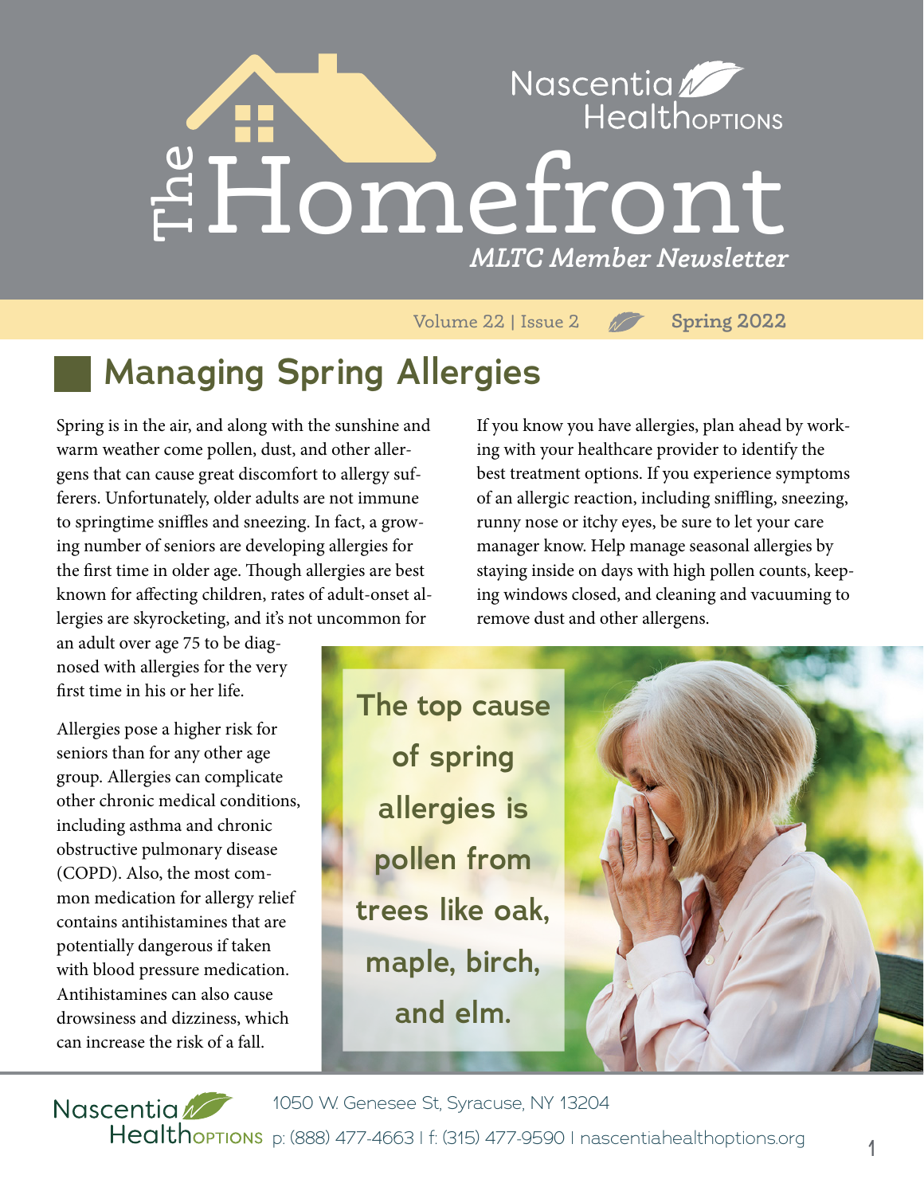# The Homefront

*MLTC Member Newsletter*

Nascentia HealthOPTIONS

Volume 22 | Issue 2 — **Spring 2022**

## Managing Spring Allergies

Spring is in the air, and along with the sunshine and warm weather come pollen, dust, and other allergens that can cause great discomfort to allergy sufferers. Unfortunately, older adults are not immune to springtime sniffles and sneezing. In fact, a growing number of seniors are developing allergies for the first time in older age. Though allergies are best known for affecting children, rates of adult-onset allergies are skyrocketing, and it's not uncommon for an adult over age 75 to be diagnosed with allergies for the very first time in his or her life.

Allergies pose a higher risk for seniors than for any other age group. Allergies can complicate other chronic medical conditions, including asthma and chronic obstructive pulmonary disease (COPD). Also, the most common medication for allergy relief contains antihistamines that are potentially dangerous if taken with blood pressure medication. Antihistamines can also cause drowsiness and dizziness, which can increase the risk of a fall.

If you know you have allergies, plan ahead by working with your healthcare provider to identify the best treatment options. If you experience symptoms of an allergic reaction, including sniffling, sneezing, runny nose or itchy eyes, be sure to let your care manager know. Help manage seasonal allergies by staying inside on days with high pollen counts, keeping windows closed, and cleaning and vacuuming to remove dust and other allergens.

**The top cause of spring allergies is pollen from trees like oak, maple, birch, and elm.**

Nascentia HealthOPTIONS
1050 W. Genesee St, Syracuse, NY 13204
p: (888) 477-4663 | f: (315) 477-9590 | nascentiahealthoptions.org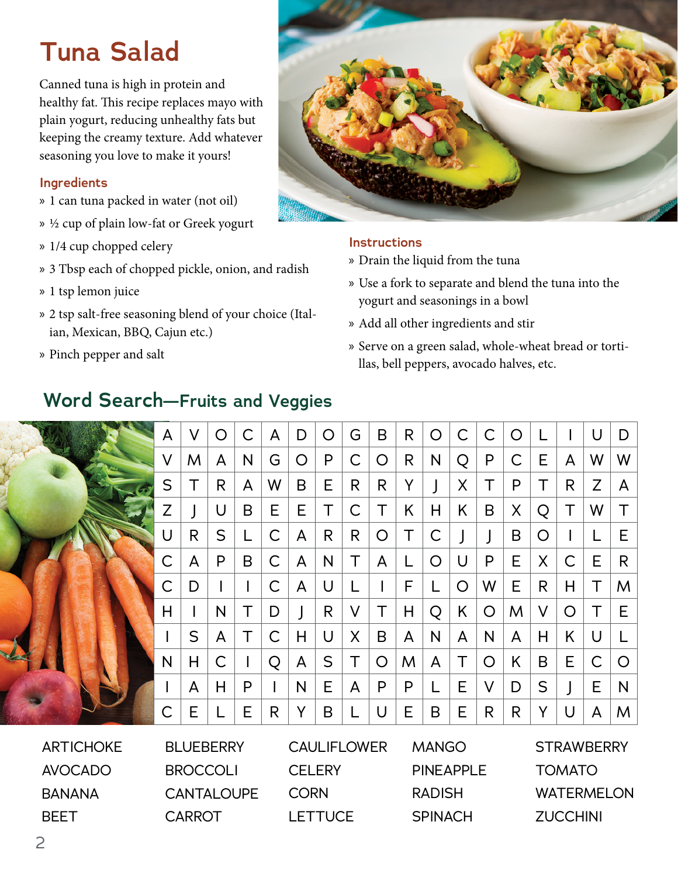# Tuna Salad

Canned tuna is high in protein and healthy fat. This recipe replaces mayo with plain yogurt, reducing unhealthy fats but keeping the creamy texture. Add whatever seasoning you love to make it yours!

## Ingredients

- 1 can tuna packed in water (not oil)
- ½ cup of plain low-fat or Greek yogurt
- 1/4 cup chopped celery
- 3 Tbsp each of chopped pickle, onion, and radish
- 1 tsp lemon juice
- 2 tsp salt-free seasoning blend of your choice (Italian, Mexican, BBQ, Cajun etc.)
- Pinch pepper and salt

## Instructions

- Drain the liquid from the tuna
- Use a fork to separate and blend the tuna into the yogurt and seasonings in a bowl
- Add all other ingredients and stir
- Serve on a green salad, whole-wheat bread or tortillas, bell peppers, avocado halves, etc.

# Word Search—Fruits and Veggies

| | | | | | | | | | | | | | | | | | |
|---|---|---|---|---|---|---|---|---|---|---|---|---|---|---|---|---|---|
| A | V | O | C | A | D | O | G | B | R | O | C | C | O | L | I | U | D |
| V | M | A | N | G | O | P | C | O | R | N | Q | P | C | E | A | W | W |
| S | T | R | A | W | B | E | R | R | Y | J | X | T | P | T | R | Z | A |
| Z | J | U | B | E | E | T | C | T | K | H | K | B | X | Q | T | W | T |
| U | R | S | L | C | A | R | R | O | T | C | J | J | B | O | I | L | E |
| C | A | P | B | C | A | N | T | A | L | O | U | P | E | X | C | E | R |
| C | D | I | I | C | A | U | L | I | F | L | O | W | E | R | H | T | M |
| H | I | N | T | D | J | R | V | T | H | Q | K | O | M | V | O | T | E |
| I | S | A | T | C | H | U | X | B | A | N | A | N | A | H | K | U | L |
| N | H | C | I | Q | A | S | T | O | M | A | T | O | K | B | E | C | O |
| I | A | H | P | I | N | E | A | P | P | L | E | V | D | S | J | E | N |
| C | E | L | E | R | Y | B | L | U | E | B | E | R | R | Y | U | A | M |

| | | | | |
|---|---|---|---|---|
| ARTICHOKE | BLUEBERRY | CAULIFLOWER | MANGO | STRAWBERRY |
| AVOCADO | BROCCOLI | CELERY | PINEAPPLE | TOMATO |
| BANANA | CANTALOUPE | CORN | RADISH | WATERMELON |
| BEET | CARROT | LETTUCE | SPINACH | ZUCCHINI |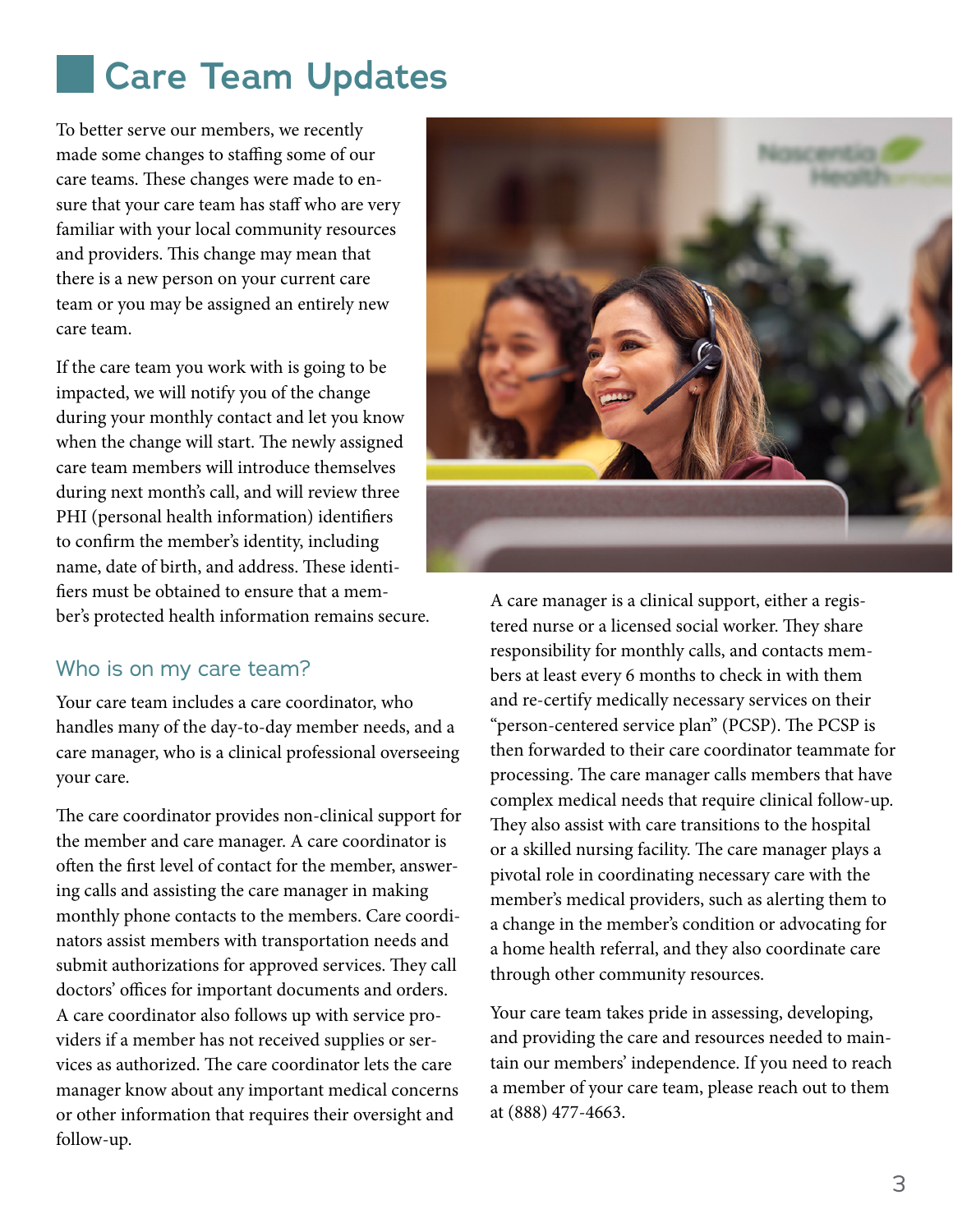# Care Team Updates

To better serve our members, we recently made some changes to staffing some of our care teams. These changes were made to ensure that your care team has staff who are very familiar with your local community resources and providers. This change may mean that there is a new person on your current care team or you may be assigned an entirely new care team.

If the care team you work with is going to be impacted, we will notify you of the change during your monthly contact and let you know when the change will start. The newly assigned care team members will introduce themselves during next month's call, and will review three PHI (personal health information) identifiers to confirm the member's identity, including name, date of birth, and address. These identifiers must be obtained to ensure that a member's protected health information remains secure.

## Who is on my care team?

Your care team includes a care coordinator, who handles many of the day-to-day member needs, and a care manager, who is a clinical professional overseeing your care.

The care coordinator provides non-clinical support for the member and care manager. A care coordinator is often the first level of contact for the member, answering calls and assisting the care manager in making monthly phone contacts to the members. Care coordinators assist members with transportation needs and submit authorizations for approved services. They call doctors' offices for important documents and orders. A care coordinator also follows up with service providers if a member has not received supplies or services as authorized. The care coordinator lets the care manager know about any important medical concerns or other information that requires their oversight and follow-up.

A care manager is a clinical support, either a registered nurse or a licensed social worker. They share responsibility for monthly calls, and contacts members at least every 6 months to check in with them and re-certify medically necessary services on their "person-centered service plan" (PCSP). The PCSP is then forwarded to their care coordinator teammate for processing. The care manager calls members that have complex medical needs that require clinical follow-up. They also assist with care transitions to the hospital or a skilled nursing facility. The care manager plays a pivotal role in coordinating necessary care with the member's medical providers, such as alerting them to a change in the member's condition or advocating for a home health referral, and they also coordinate care through other community resources.

Your care team takes pride in assessing, developing, and providing the care and resources needed to maintain our members' independence. If you need to reach a member of your care team, please reach out to them at (888) 477-4663.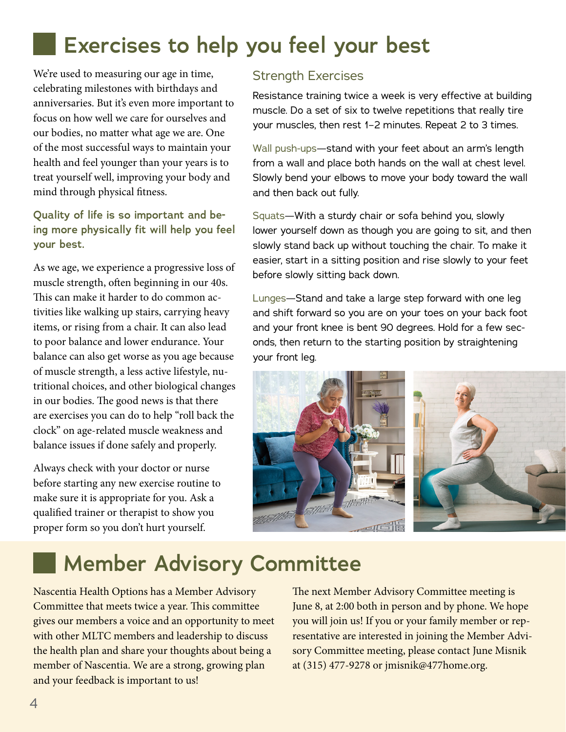# Exercises to help you feel your best

We're used to measuring our age in time, celebrating milestones with birthdays and anniversaries. But it's even more important to focus on how well we care for ourselves and our bodies, no matter what age we are. One of the most successful ways to maintain your health and feel younger than your years is to treat yourself well, improving your body and mind through physical fitness.

**Quality of life is so important and being more physically fit will help you feel your best.**

As we age, we experience a progressive loss of muscle strength, often beginning in our 40s. This can make it harder to do common activities like walking up stairs, carrying heavy items, or rising from a chair. It can also lead to poor balance and lower endurance. Your balance can also get worse as you age because of muscle strength, a less active lifestyle, nutritional choices, and other biological changes in our bodies. The good news is that there are exercises you can do to help "roll back the clock" on age-related muscle weakness and balance issues if done safely and properly.

Always check with your doctor or nurse before starting any new exercise routine to make sure it is appropriate for you. Ask a qualified trainer or therapist to show you proper form so you don't hurt yourself.

## Strength Exercises

Resistance training twice a week is very effective at building muscle. Do a set of six to twelve repetitions that really tire your muscles, then rest 1–2 minutes. Repeat 2 to 3 times.

Wall push-ups—stand with your feet about an arm's length from a wall and place both hands on the wall at chest level. Slowly bend your elbows to move your body toward the wall and then back out fully.

Squats—With a sturdy chair or sofa behind you, slowly lower yourself down as though you are going to sit, and then slowly stand back up without touching the chair. To make it easier, start in a sitting position and rise slowly to your feet before slowly sitting back down.

Lunges—Stand and take a large step forward with one leg and shift forward so you are on your toes on your back foot and your front knee is bent 90 degrees. Hold for a few seconds, then return to the starting position by straightening your front leg.

# Member Advisory Committee

Nascentia Health Options has a Member Advisory Committee that meets twice a year. This committee gives our members a voice and an opportunity to meet with other MLTC members and leadership to discuss the health plan and share your thoughts about being a member of Nascentia. We are a strong, growing plan and your feedback is important to us!

The next Member Advisory Committee meeting is June 8, at 2:00 both in person and by phone. We hope you will join us! If you or your family member or representative are interested in joining the Member Advisory Committee meeting, please contact June Misnik at (315) 477-9278 or jmisnik@477home.org.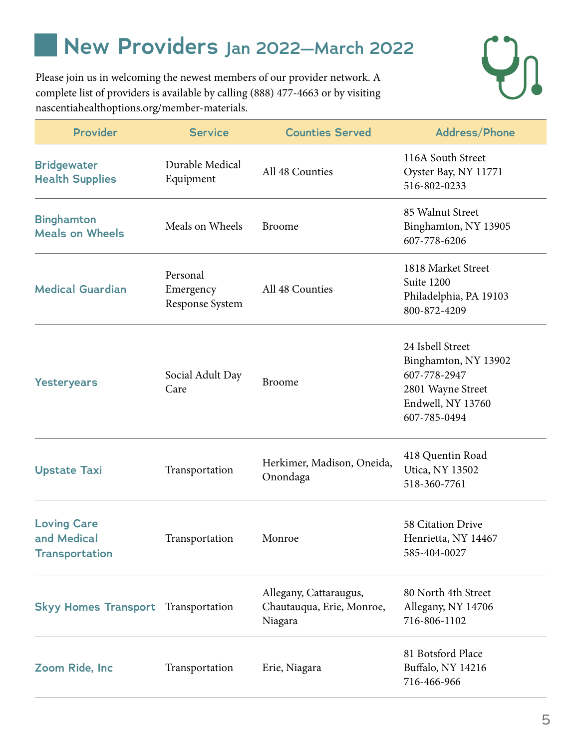# New Providers Jan 2022—March 2022

Please join us in welcoming the newest members of our provider network. A complete list of providers is available by calling (888) 477-4663 or by visiting nascentiahealthoptions.org/member-materials.

| Provider | Service | Counties Served | Address/Phone |
| --- | --- | --- | --- |
| Bridgewater Health Supplies | Durable Medical Equipment | All 48 Counties | 116A South Street<br>Oyster Bay, NY 11771<br>516-802-0233 |
| Binghamton Meals on Wheels | Meals on Wheels | Broome | 85 Walnut Street<br>Binghamton, NY 13905<br>607-778-6206 |
| Medical Guardian | Personal Emergency Response System | All 48 Counties | 1818 Market Street<br>Suite 1200<br>Philadelphia, PA 19103<br>800-872-4209 |
| Yesteryears | Social Adult Day Care | Broome | 24 Isbell Street<br>Binghamton, NY 13902<br>607-778-2947<br>2801 Wayne Street<br>Endwell, NY 13760<br>607-785-0494 |
| Upstate Taxi | Transportation | Herkimer, Madison, Oneida, Onondaga | 418 Quentin Road<br>Utica, NY 13502<br>518-360-7761 |
| Loving Care and Medical Transportation | Transportation | Monroe | 58 Citation Drive<br>Henrietta, NY 14467<br>585-404-0027 |
| Skyy Homes Transport | Transportation | Allegany, Cattaraugus, Chautauqua, Erie, Monroe, Niagara | 80 North 4th Street<br>Allegany, NY 14706<br>716-806-1102 |
| Zoom Ride, Inc | Transportation | Erie, Niagara | 81 Botsford Place<br>Buffalo, NY 14216<br>716-466-966 |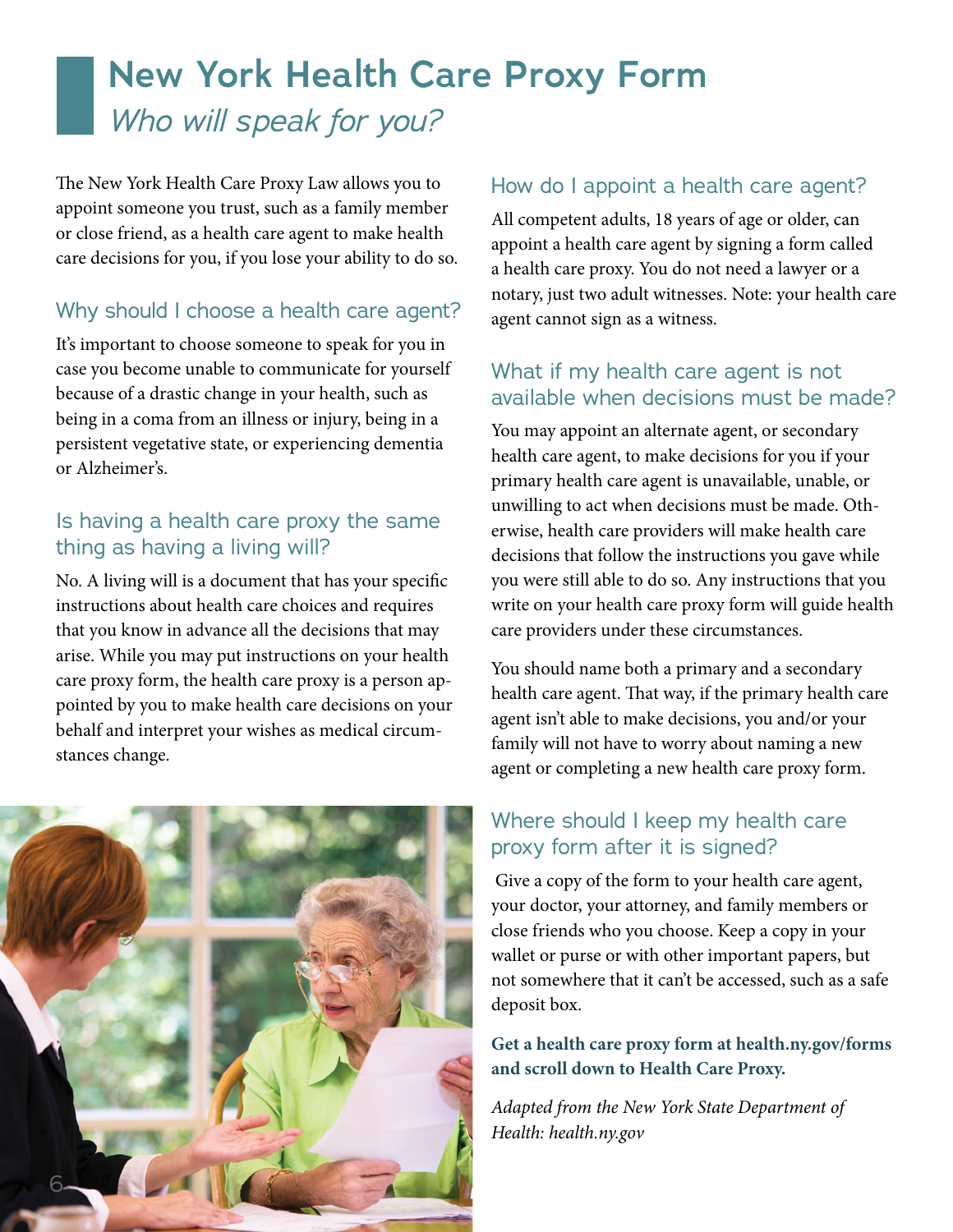# New York Health Care Proxy Form

*Who will speak for you?*

The New York Health Care Proxy Law allows you to appoint someone you trust, such as a family member or close friend, as a health care agent to make health care decisions for you, if you lose your ability to do so.

## Why should I choose a health care agent?

It's important to choose someone to speak for you in case you become unable to communicate for yourself because of a drastic change in your health, such as being in a coma from an illness or injury, being in a persistent vegetative state, or experiencing dementia or Alzheimer's.

## Is having a health care proxy the same thing as having a living will?

No. A living will is a document that has your specific instructions about health care choices and requires that you know in advance all the decisions that may arise. While you may put instructions on your health care proxy form, the health care proxy is a person appointed by you to make health care decisions on your behalf and interpret your wishes as medical circumstances change.

## How do I appoint a health care agent?

All competent adults, 18 years of age or older, can appoint a health care agent by signing a form called a health care proxy. You do not need a lawyer or a notary, just two adult witnesses. Note: your health care agent cannot sign as a witness.

## What if my health care agent is not available when decisions must be made?

You may appoint an alternate agent, or secondary health care agent, to make decisions for you if your primary health care agent is unavailable, unable, or unwilling to act when decisions must be made. Otherwise, health care providers will make health care decisions that follow the instructions you gave while you were still able to do so. Any instructions that you write on your health care proxy form will guide health care providers under these circumstances.

You should name both a primary and a secondary health care agent. That way, if the primary health care agent isn't able to make decisions, you and/or your family will not have to worry about naming a new agent or completing a new health care proxy form.

## Where should I keep my health care proxy form after it is signed?

Give a copy of the form to your health care agent, your doctor, your attorney, and family members or close friends who you choose. Keep a copy in your wallet or purse or with other important papers, but not somewhere that it can't be accessed, such as a safe deposit box.

**Get a health care proxy form at health.ny.gov/forms and scroll down to Health Care Proxy.**

*Adapted from the New York State Department of Health: health.ny.gov*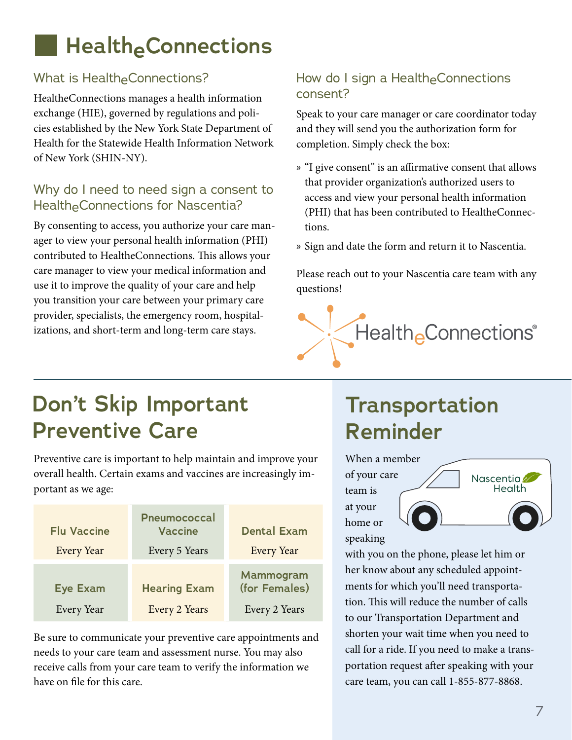# HealtheConnections

## What is HealtheConnections?

HealtheConnections manages a health information exchange (HIE), governed by regulations and policies established by the New York State Department of Health for the Statewide Health Information Network of New York (SHIN-NY).

## Why do I need to need sign a consent to HealtheConnections for Nascentia?

By consenting to access, you authorize your care manager to view your personal health information (PHI) contributed to HealtheConnections. This allows your care manager to view your medical information and use it to improve the quality of your care and help you transition your care between your primary care provider, specialists, the emergency room, hospitalizations, and short-term and long-term care stays.

## How do I sign a HealtheConnections consent?

Speak to your care manager or care coordinator today and they will send you the authorization form for completion. Simply check the box:

- "I give consent" is an affirmative consent that allows that provider organization's authorized users to access and view your personal health information (PHI) that has been contributed to HealtheConnections.
- Sign and date the form and return it to Nascentia.

Please reach out to your Nascentia care team with any questions!

HealtheConnections®

# Don't Skip Important Preventive Care

Preventive care is important to help maintain and improve your overall health. Certain exams and vaccines are increasingly important as we age:

| Flu Vaccine | Pneumococcal Vaccine | Dental Exam |
|---|---|---|
| Every Year | Every 5 Years | Every Year |
| **Eye Exam** | **Hearing Exam** | **Mammogram (for Females)** |
| Every Year | Every 2 Years | Every 2 Years |

Be sure to communicate your preventive care appointments and needs to your care team and assessment nurse. You may also receive calls from your care team to verify the information we have on file for this care.

# Transportation Reminder

When a member of your care team is at your home or speaking with you on the phone, please let him or her know about any scheduled appointments for which you'll need transportation. This will reduce the number of calls to our Transportation Department and shorten your wait time when you need to call for a ride. If you need to make a transportation request after speaking with your care team, you can call 1-855-877-8868.

Nascentia Health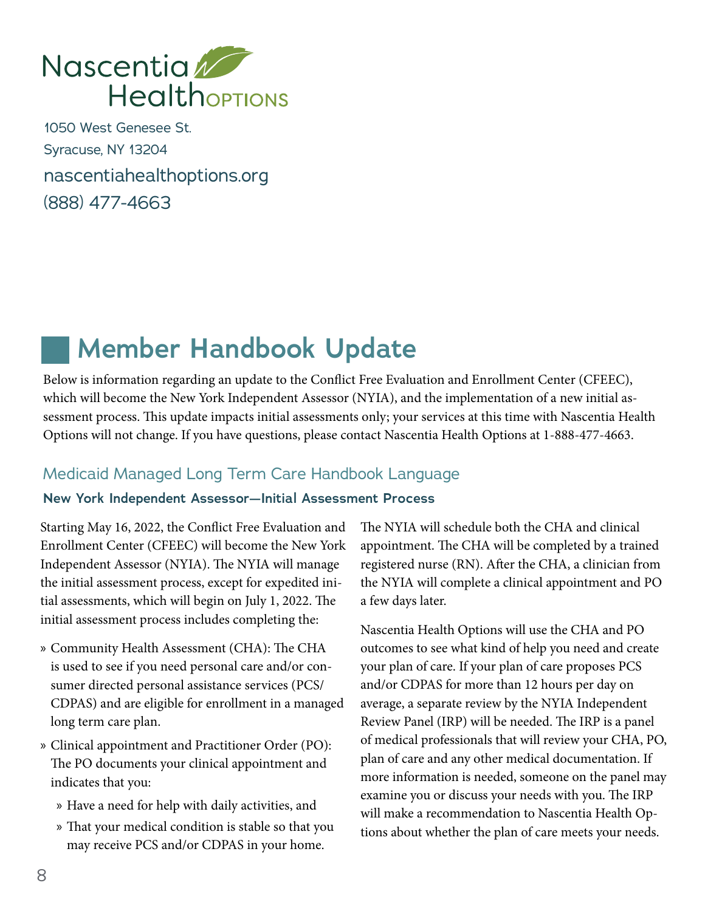Nascentia Health OPTIONS

1050 West Genesee St.
Syracuse, NY 13204
nascentiahealthoptions.org
(888) 477-4663

# Member Handbook Update

Below is information regarding an update to the Conflict Free Evaluation and Enrollment Center (CFEEC), which will become the New York Independent Assessor (NYIA), and the implementation of a new initial assessment process. This update impacts initial assessments only; your services at this time with Nascentia Health Options will not change. If you have questions, please contact Nascentia Health Options at 1-888-477-4663.

## Medicaid Managed Long Term Care Handbook Language

### New York Independent Assessor—Initial Assessment Process

Starting May 16, 2022, the Conflict Free Evaluation and Enrollment Center (CFEEC) will become the New York Independent Assessor (NYIA). The NYIA will manage the initial assessment process, except for expedited initial assessments, which will begin on July 1, 2022. The initial assessment process includes completing the:

- Community Health Assessment (CHA): The CHA is used to see if you need personal care and/or consumer directed personal assistance services (PCS/CDPAS) and are eligible for enrollment in a managed long term care plan.
- Clinical appointment and Practitioner Order (PO): The PO documents your clinical appointment and indicates that you:
  - Have a need for help with daily activities, and
  - That your medical condition is stable so that you may receive PCS and/or CDPAS in your home.

The NYIA will schedule both the CHA and clinical appointment. The CHA will be completed by a trained registered nurse (RN). After the CHA, a clinician from the NYIA will complete a clinical appointment and PO a few days later.

Nascentia Health Options will use the CHA and PO outcomes to see what kind of help you need and create your plan of care. If your plan of care proposes PCS and/or CDPAS for more than 12 hours per day on average, a separate review by the NYIA Independent Review Panel (IRP) will be needed. The IRP is a panel of medical professionals that will review your CHA, PO, plan of care and any other medical documentation. If more information is needed, someone on the panel may examine you or discuss your needs with you. The IRP will make a recommendation to Nascentia Health Options about whether the plan of care meets your needs.